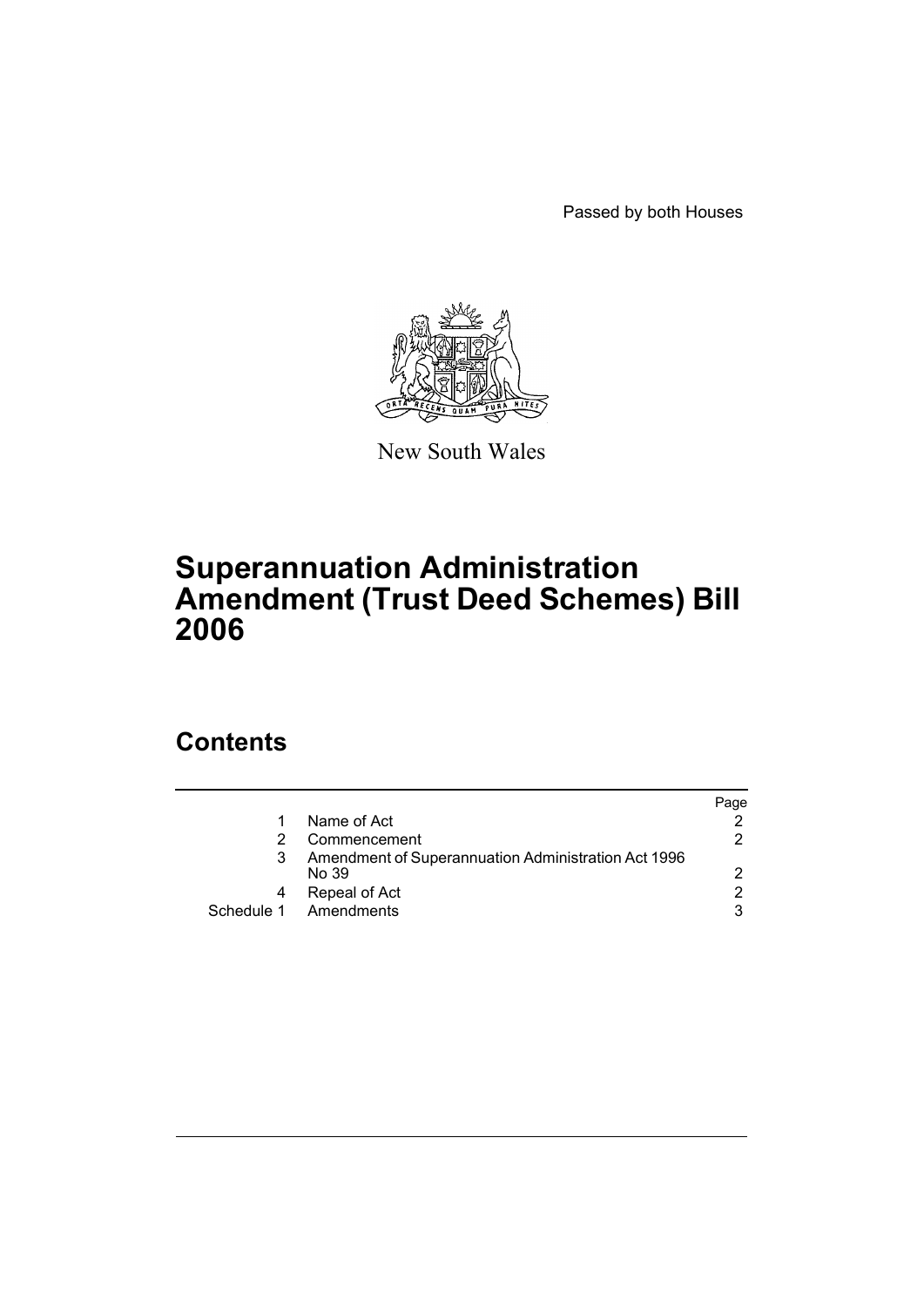Passed by both Houses

New South Wales

# Superannuation Administration Amendment (Trust Deed Schemes) Bill 2006

## Contents

| | | Page |
|---|---|---|
| 1 | Name of Act | 2 |
| 2 | Commencement | 2 |
| 3 | Amendment of Superannuation Administration Act 1996 No 39 | 2 |
| 4 | Repeal of Act | 2 |
| Schedule 1 | Amendments | 3 |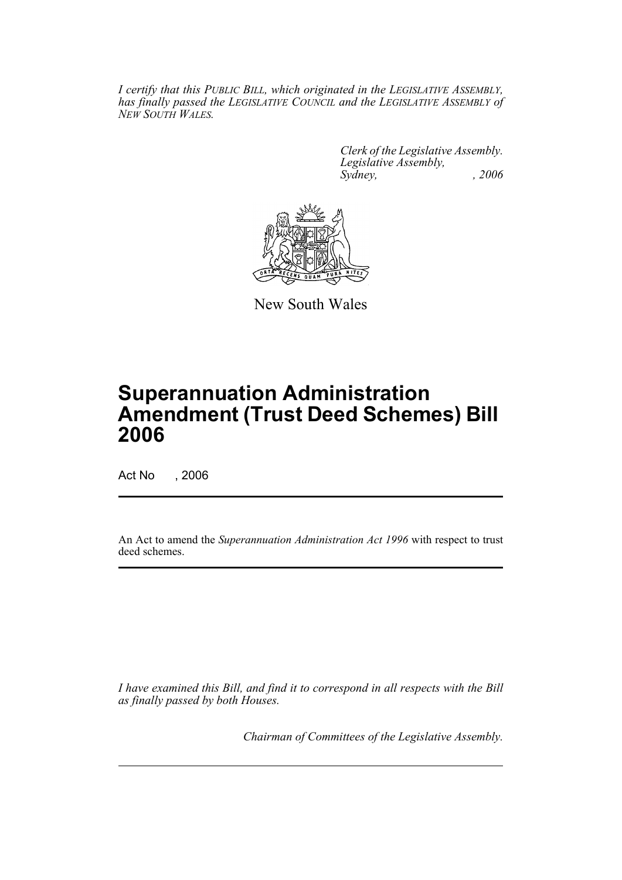*I certify that this PUBLIC BILL, which originated in the LEGISLATIVE ASSEMBLY, has finally passed the LEGISLATIVE COUNCIL and the LEGISLATIVE ASSEMBLY of NEW SOUTH WALES.*

*Clerk of the Legislative Assembly.*
*Legislative Assembly,*
*Sydney, , 2006*

New South Wales

# Superannuation Administration Amendment (Trust Deed Schemes) Bill 2006

Act No , 2006

An Act to amend the *Superannuation Administration Act 1996* with respect to trust deed schemes.

*I have examined this Bill, and find it to correspond in all respects with the Bill as finally passed by both Houses.*

*Chairman of Committees of the Legislative Assembly.*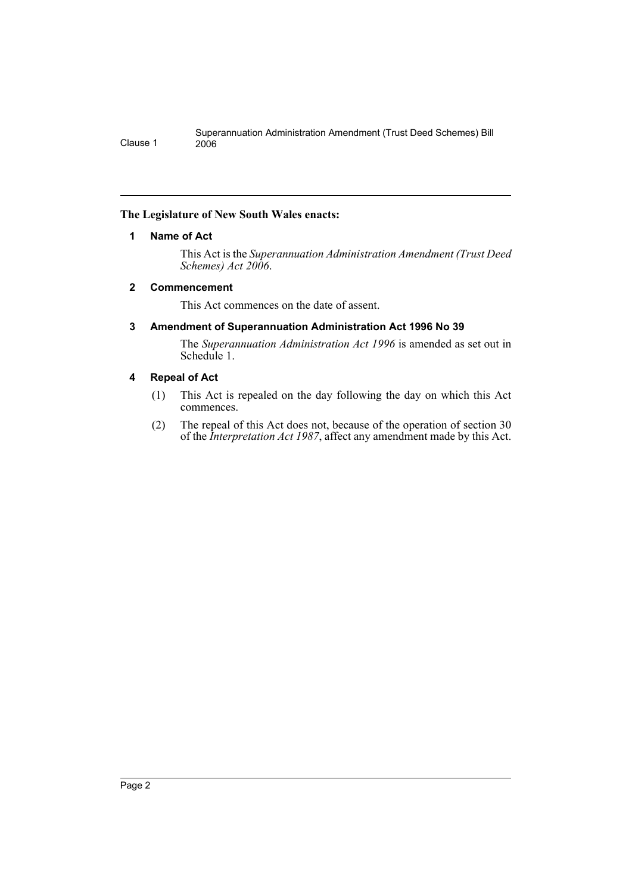**The Legislature of New South Wales enacts:**

## 1 Name of Act

This Act is the *Superannuation Administration Amendment (Trust Deed Schemes) Act 2006*.

## 2 Commencement

This Act commences on the date of assent.

## 3 Amendment of Superannuation Administration Act 1996 No 39

The *Superannuation Administration Act 1996* is amended as set out in Schedule 1.

## 4 Repeal of Act

(1) This Act is repealed on the day following the day on which this Act commences.

(2) The repeal of this Act does not, because of the operation of section 30 of the *Interpretation Act 1987*, affect any amendment made by this Act.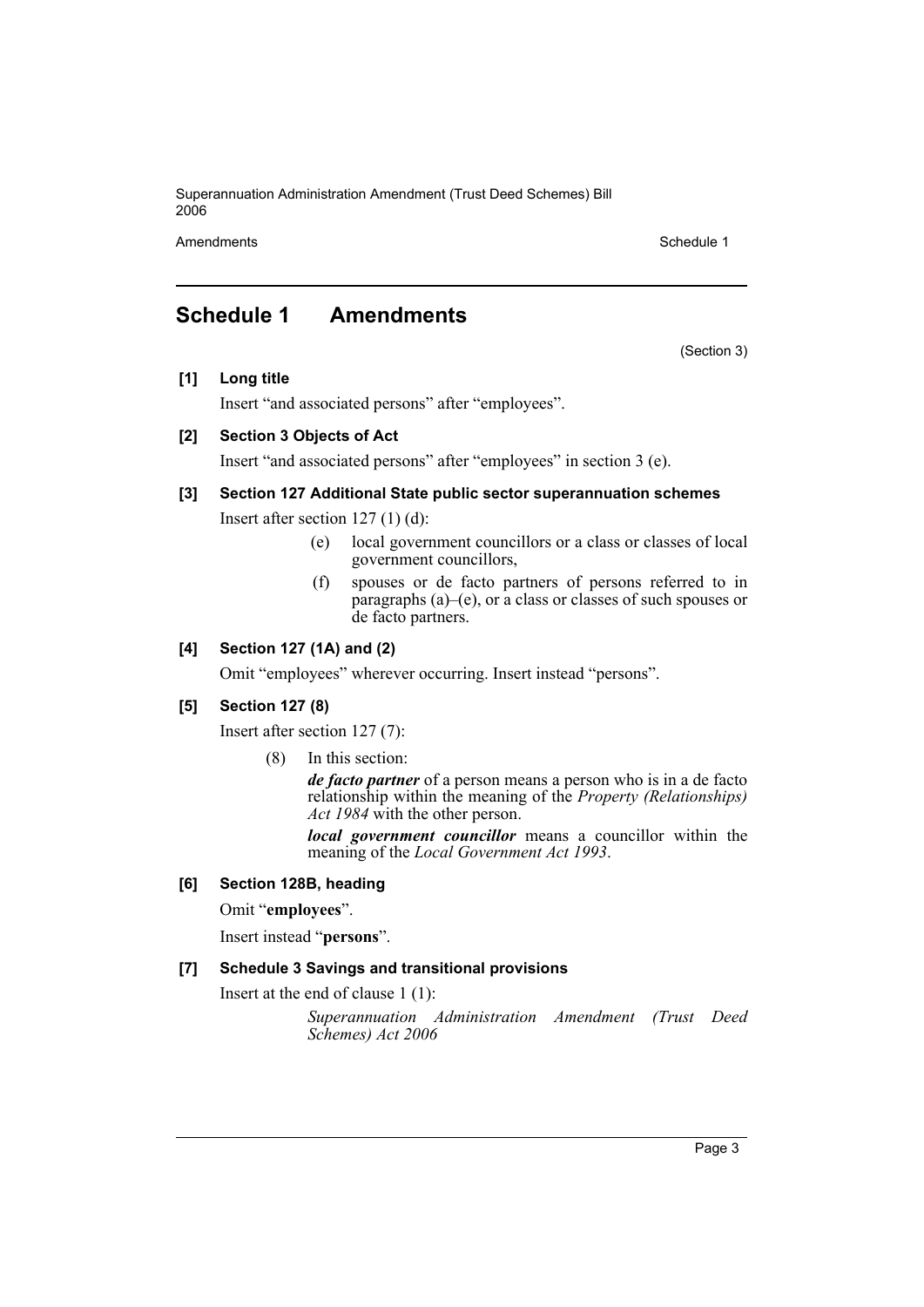# Schedule 1 Amendments

(Section 3)

**[1] Long title**

Insert "and associated persons" after "employees".

**[2] Section 3 Objects of Act**

Insert "and associated persons" after "employees" in section 3 (e).

**[3] Section 127 Additional State public sector superannuation schemes**

Insert after section 127 (1) (d):

> (e) local government councillors or a class or classes of local government councillors,
>
> (f) spouses or de facto partners of persons referred to in paragraphs (a)–(e), or a class or classes of such spouses or de facto partners.

**[4] Section 127 (1A) and (2)**

Omit "employees" wherever occurring. Insert instead "persons".

**[5] Section 127 (8)**

Insert after section 127 (7):

> (8) In this section:
>
> ***de facto partner*** of a person means a person who is in a de facto relationship within the meaning of the *Property (Relationships) Act 1984* with the other person.
>
> ***local government councillor*** means a councillor within the meaning of the *Local Government Act 1993*.

**[6] Section 128B, heading**

Omit "**employees**".

Insert instead "**persons**".

**[7] Schedule 3 Savings and transitional provisions**

Insert at the end of clause 1 (1):

> *Superannuation Administration Amendment (Trust Deed Schemes) Act 2006*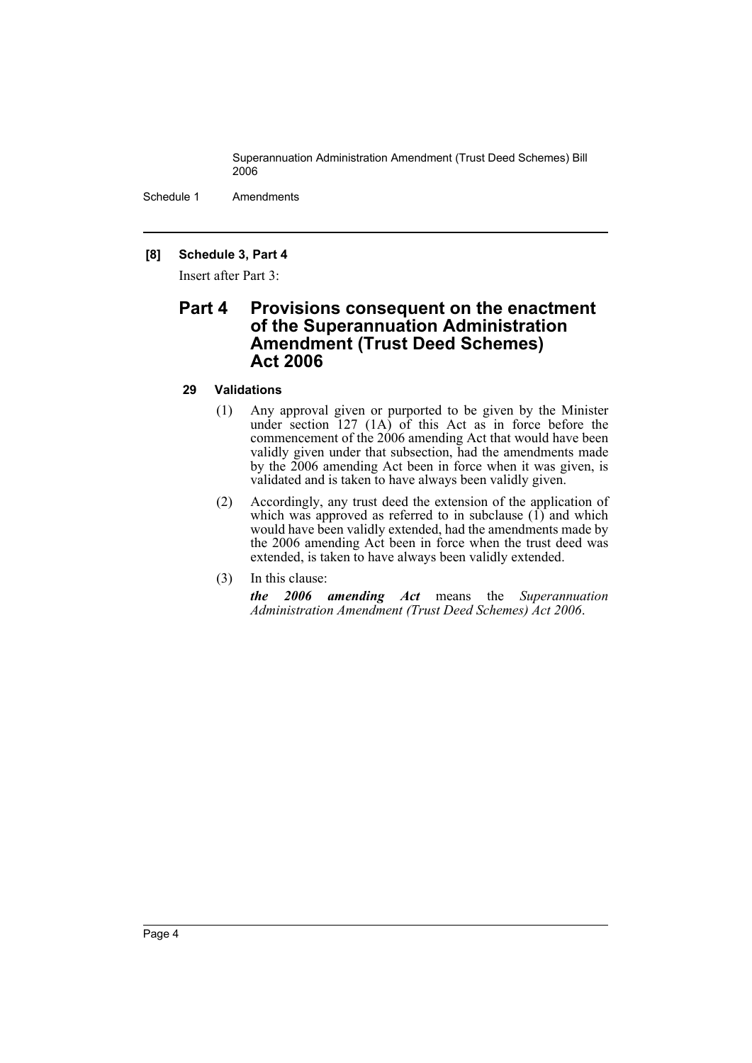**[8] Schedule 3, Part 4**

Insert after Part 3:

## Part 4 Provisions consequent on the enactment of the Superannuation Administration Amendment (Trust Deed Schemes) Act 2006

### 29 Validations

(1) Any approval given or purported to be given by the Minister under section 127 (1A) of this Act as in force before the commencement of the 2006 amending Act that would have been validly given under that subsection, had the amendments made by the 2006 amending Act been in force when it was given, is validated and is taken to have always been validly given.

(2) Accordingly, any trust deed the extension of the application of which was approved as referred to in subclause (1) and which would have been validly extended, had the amendments made by the 2006 amending Act been in force when the trust deed was extended, is taken to have always been validly extended.

(3) In this clause:

***the 2006 amending Act*** means the *Superannuation Administration Amendment (Trust Deed Schemes) Act 2006*.